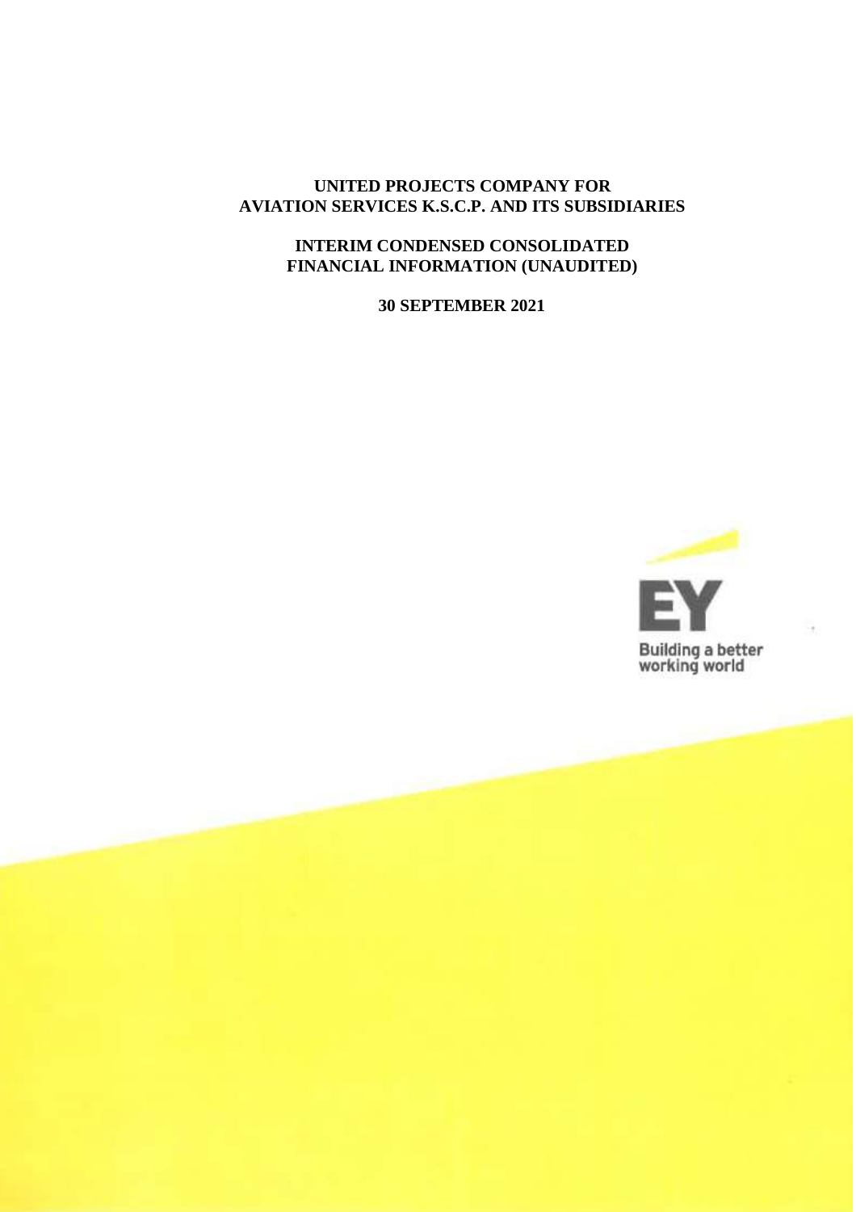# UNITED PROJECTS COMPANY FOR AVIATION SERVICES K.S.C.P. AND ITS SUBSIDIARIES

## INTERIM CONDENSED CONSOLIDATED FINANCIAL INFORMATION (UNAUDITED)

## 30 SEPTEMBER 2021

EY

Building a better working world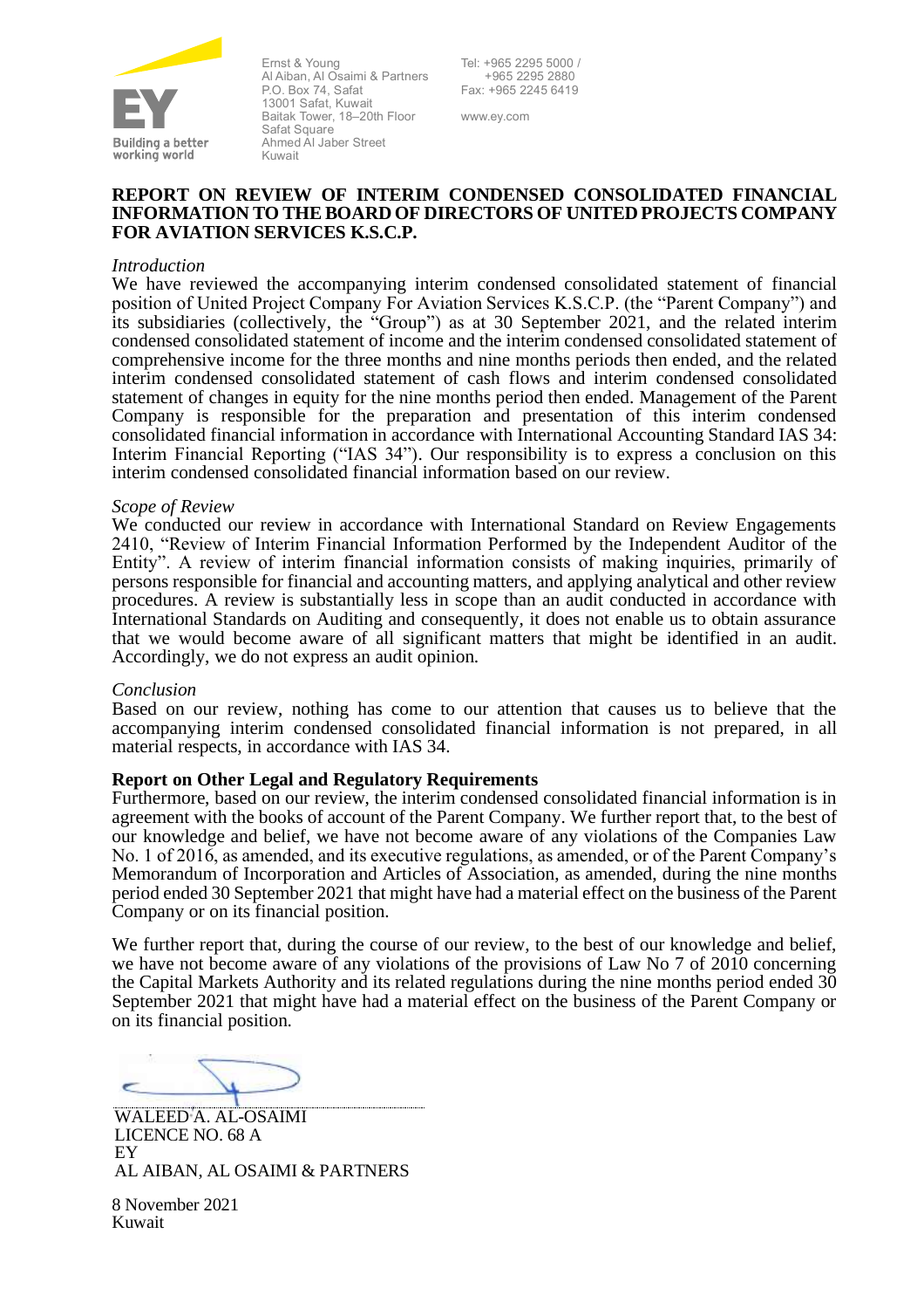Ernst & Young
Al Aiban, Al Osaimi & Partners
P.O. Box 74, Safat
13001 Safat, Kuwait
Baitak Tower, 18–20th Floor
Safat Square
Ahmed Al Jaber Street
Kuwait

Tel: +965 2295 5000 / +965 2295 2880
Fax: +965 2245 6419

www.ey.com

**REPORT ON REVIEW OF INTERIM CONDENSED CONSOLIDATED FINANCIAL INFORMATION TO THE BOARD OF DIRECTORS OF UNITED PROJECTS COMPANY FOR AVIATION SERVICES K.S.C.P.**

*Introduction*

We have reviewed the accompanying interim condensed consolidated statement of financial position of United Project Company For Aviation Services K.S.C.P. (the "Parent Company") and its subsidiaries (collectively, the "Group") as at 30 September 2021, and the related interim condensed consolidated statement of income and the interim condensed consolidated statement of comprehensive income for the three months and nine months periods then ended, and the related interim condensed consolidated statement of cash flows and interim condensed consolidated statement of changes in equity for the nine months period then ended. Management of the Parent Company is responsible for the preparation and presentation of this interim condensed consolidated financial information in accordance with International Accounting Standard IAS 34: Interim Financial Reporting ("IAS 34"). Our responsibility is to express a conclusion on this interim condensed consolidated financial information based on our review.

*Scope of Review*

We conducted our review in accordance with International Standard on Review Engagements 2410, "Review of Interim Financial Information Performed by the Independent Auditor of the Entity". A review of interim financial information consists of making inquiries, primarily of persons responsible for financial and accounting matters, and applying analytical and other review procedures. A review is substantially less in scope than an audit conducted in accordance with International Standards on Auditing and consequently, it does not enable us to obtain assurance that we would become aware of all significant matters that might be identified in an audit. Accordingly, we do not express an audit opinion.

*Conclusion*

Based on our review, nothing has come to our attention that causes us to believe that the accompanying interim condensed consolidated financial information is not prepared, in all material respects, in accordance with IAS 34.

**Report on Other Legal and Regulatory Requirements**

Furthermore, based on our review, the interim condensed consolidated financial information is in agreement with the books of account of the Parent Company. We further report that, to the best of our knowledge and belief, we have not become aware of any violations of the Companies Law No. 1 of 2016, as amended, and its executive regulations, as amended, or of the Parent Company's Memorandum of Incorporation and Articles of Association, as amended, during the nine months period ended 30 September 2021 that might have had a material effect on the business of the Parent Company or on its financial position.

We further report that, during the course of our review, to the best of our knowledge and belief, we have not become aware of any violations of the provisions of Law No 7 of 2010 concerning the Capital Markets Authority and its related regulations during the nine months period ended 30 September 2021 that might have had a material effect on the business of the Parent Company or on its financial position.

WALEED A. AL-OSAIMI
LICENCE NO. 68 A
EY
AL AIBAN, AL OSAIMI & PARTNERS

8 November 2021
Kuwait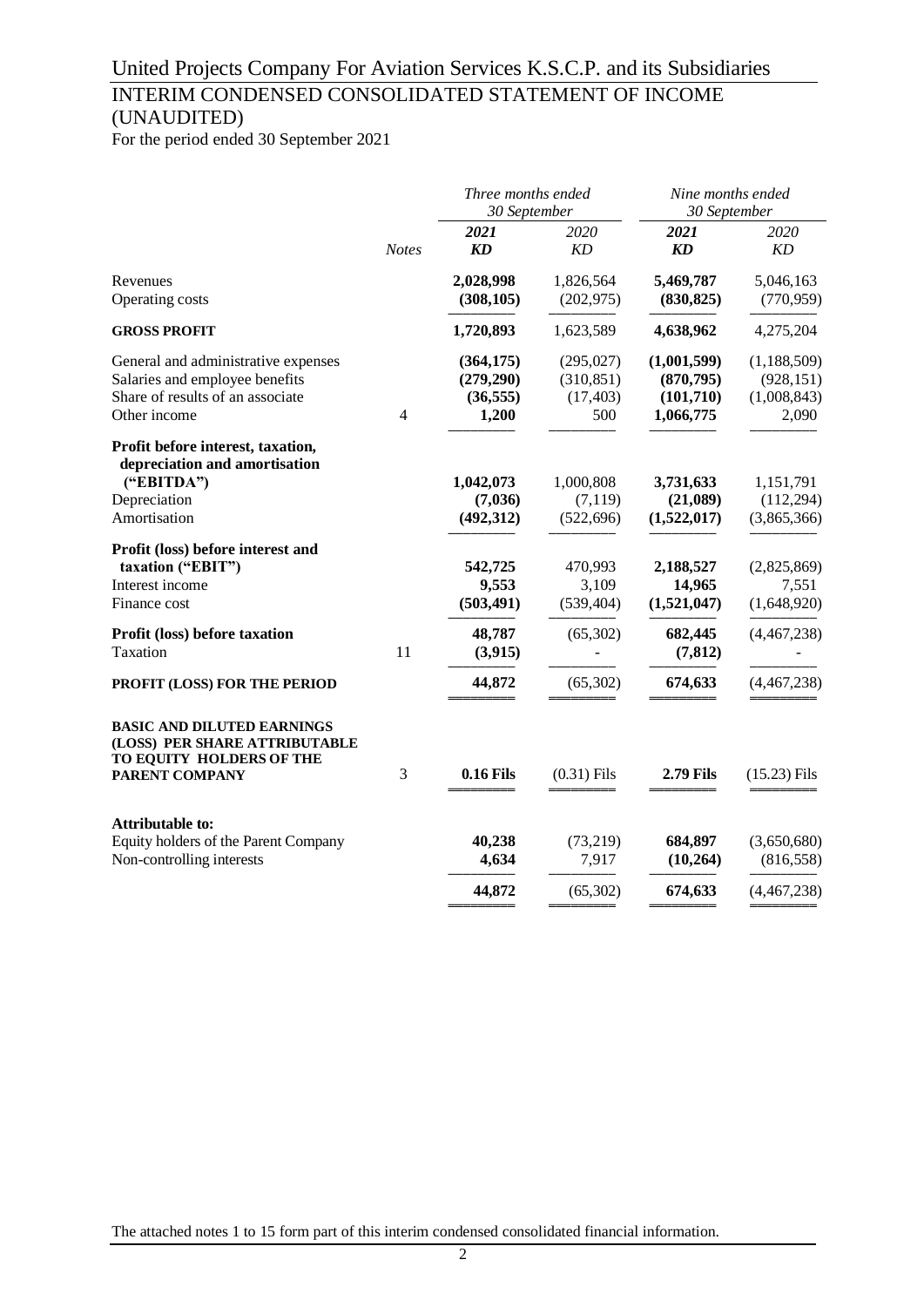# United Projects Company For Aviation Services K.S.C.P. and its Subsidiaries

## INTERIM CONDENSED CONSOLIDATED STATEMENT OF INCOME (UNAUDITED)

For the period ended 30 September 2021

| | | *Three months ended 30 September* | | *Nine months ended 30 September* | |
|---|---|---|---|---|---|
| | *Notes* | ***2021*** ***KD*** | *2020* *KD* | ***2021*** ***KD*** | *2020* *KD* |
| Revenues | | **2,028,998** | 1,826,564 | **5,469,787** | 5,046,163 |
| Operating costs | | **(308,105)** | (202,975) | **(830,825)** | (770,959) |
| **GROSS PROFIT** | | **1,720,893** | 1,623,589 | **4,638,962** | 4,275,204 |
| General and administrative expenses | | **(364,175)** | (295,027) | **(1,001,599)** | (1,188,509) |
| Salaries and employee benefits | | **(279,290)** | (310,851) | **(870,795)** | (928,151) |
| Share of results of an associate | | **(36,555)** | (17,403) | **(101,710)** | (1,008,843) |
| Other income | 4 | **1,200** | 500 | **1,066,775** | 2,090 |
| **Profit before interest, taxation, depreciation and amortisation ("EBITDA")** | | **1,042,073** | 1,000,808 | **3,731,633** | 1,151,791 |
| Depreciation | | **(7,036)** | (7,119) | **(21,089)** | (112,294) |
| Amortisation | | **(492,312)** | (522,696) | **(1,522,017)** | (3,865,366) |
| **Profit (loss) before interest and taxation ("EBIT")** | | **542,725** | 470,993 | **2,188,527** | (2,825,869) |
| Interest income | | **9,553** | 3,109 | **14,965** | 7,551 |
| Finance cost | | **(503,491)** | (539,404) | **(1,521,047)** | (1,648,920) |
| **Profit (loss) before taxation** | | **48,787** | (65,302) | **682,445** | (4,467,238) |
| Taxation | 11 | **(3,915)** | - | **(7,812)** | - |
| **PROFIT (LOSS) FOR THE PERIOD** | | **44,872** | (65,302) | **674,633** | (4,467,238) |
| **BASIC AND DILUTED EARNINGS (LOSS) PER SHARE ATTRIBUTABLE TO EQUITY HOLDERS OF THE PARENT COMPANY** | 3 | **0.16 Fils** | (0.31) Fils | **2.79 Fils** | (15.23) Fils |
| **Attributable to:** | | | | | |
| Equity holders of the Parent Company | | **40,238** | (73,219) | **684,897** | (3,650,680) |
| Non-controlling interests | | **4,634** | 7,917 | **(10,264)** | (816,558) |
| | | **44,872** | (65,302) | **674,633** | (4,467,238) |

The attached notes 1 to 15 form part of this interim condensed consolidated financial information.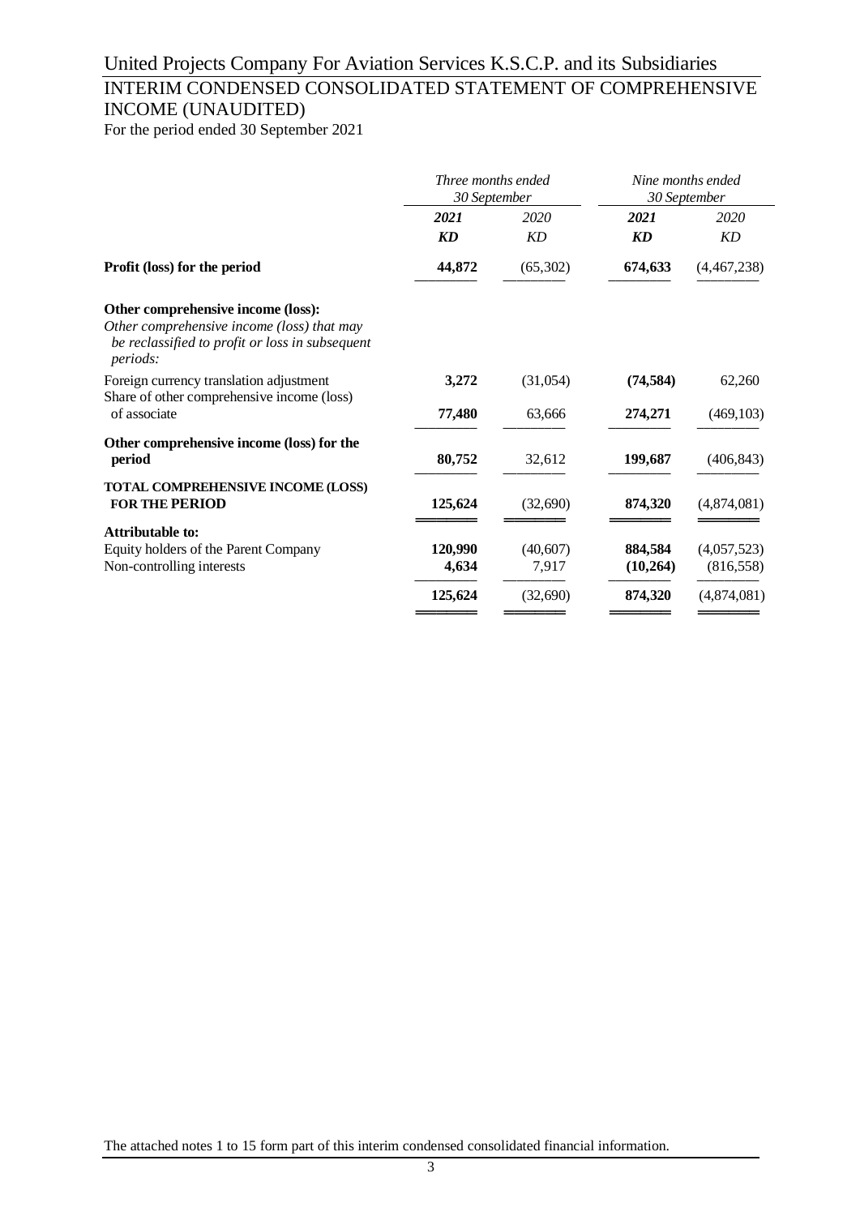# United Projects Company For Aviation Services K.S.C.P. and its Subsidiaries

## INTERIM CONDENSED CONSOLIDATED STATEMENT OF COMPREHENSIVE INCOME (UNAUDITED)

For the period ended 30 September 2021

| | *Three months ended 30 September* | | *Nine months ended 30 September* | |
|---|---|---|---|---|
| | ***2021*** | *2020* | ***2021*** | *2020* |
| | ***KD*** | *KD* | ***KD*** | *KD* |
| **Profit (loss) for the period** | **44,872** | (65,302) | **674,633** | (4,467,238) |
| **Other comprehensive income (loss):** | | | | |
| *Other comprehensive income (loss) that may be reclassified to profit or loss in subsequent periods:* | | | | |
| Foreign currency translation adjustment | **3,272** | (31,054) | **(74,584)** | 62,260 |
| Share of other comprehensive income (loss) of associate | **77,480** | 63,666 | **274,271** | (469,103) |
| **Other comprehensive income (loss) for the period** | **80,752** | 32,612 | **199,687** | (406,843) |
| **TOTAL COMPREHENSIVE INCOME (LOSS) FOR THE PERIOD** | **125,624** | (32,690) | **874,320** | (4,874,081) |
| **Attributable to:** | | | | |
| Equity holders of the Parent Company | **120,990** | (40,607) | **884,584** | (4,057,523) |
| Non-controlling interests | **4,634** | 7,917 | **(10,264)** | (816,558) |
| | **125,624** | (32,690) | **874,320** | (4,874,081) |

The attached notes 1 to 15 form part of this interim condensed consolidated financial information.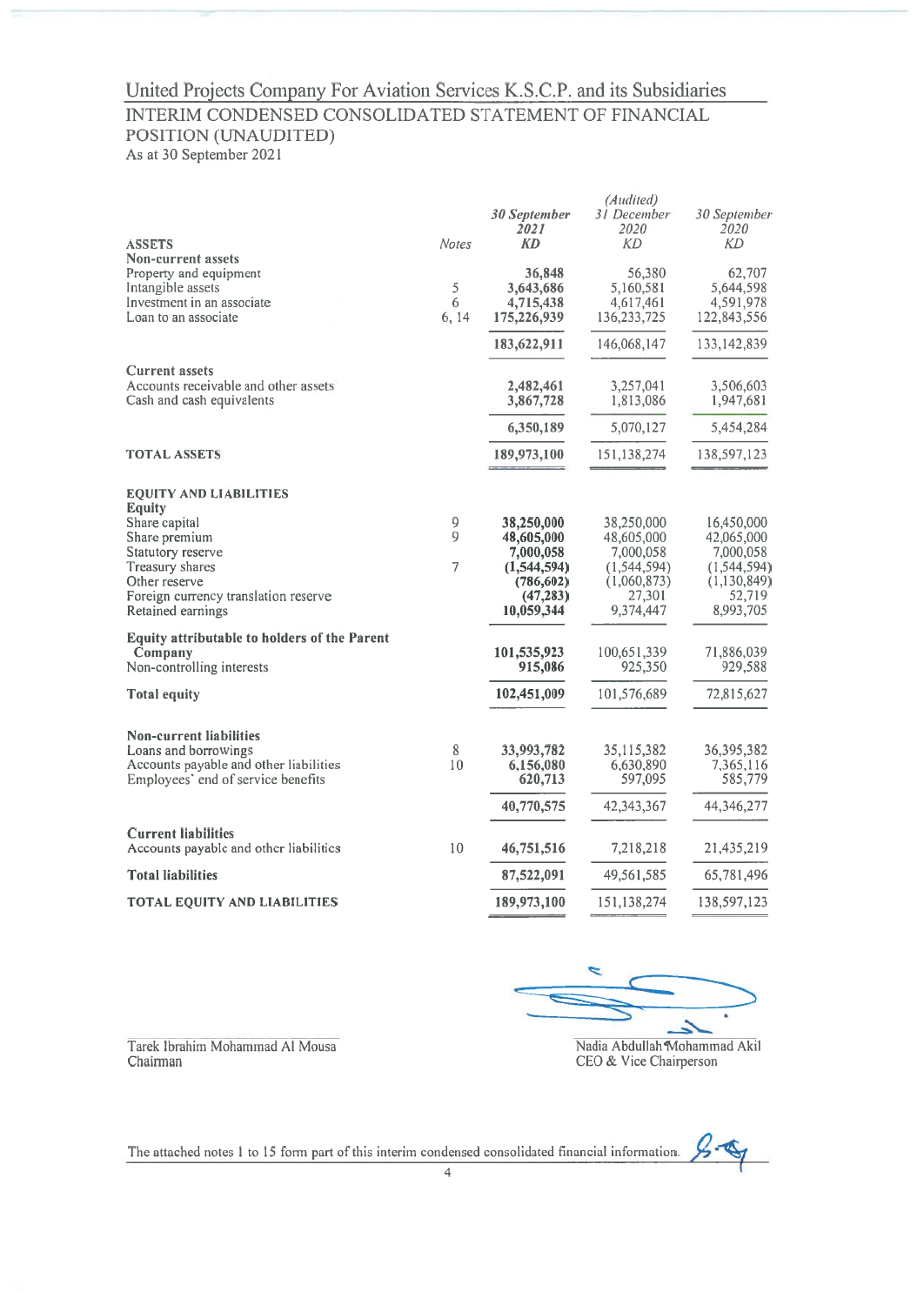# United Projects Company For Aviation Services K.S.C.P. and its Subsidiaries

## INTERIM CONDENSED CONSOLIDATED STATEMENT OF FINANCIAL POSITION (UNAUDITED)

As at 30 September 2021

| ASSETS | Notes | *30 September 2021* **KD** | *(Audited) 31 December 2020* KD | *30 September 2020* KD |
|---|---|---|---|---|
| **Non-current assets** | | | | |
| Property and equipment | | **36,848** | 56,380 | 62,707 |
| Intangible assets | 5 | **3,643,686** | 5,160,581 | 5,644,598 |
| Investment in an associate | 6 | **4,715,438** | 4,617,461 | 4,591,978 |
| Loan to an associate | 6, 14 | **175,226,939** | 136,233,725 | 122,843,556 |
| | | **183,622,911** | 146,068,147 | 133,142,839 |
| **Current assets** | | | | |
| Accounts receivable and other assets | | **2,482,461** | 3,257,041 | 3,506,603 |
| Cash and cash equivalents | | **3,867,728** | 1,813,086 | 1,947,681 |
| | | **6,350,189** | 5,070,127 | 5,454,284 |
| **TOTAL ASSETS** | | **189,973,100** | 151,138,274 | 138,597,123 |
| **EQUITY AND LIABILITIES** | | | | |
| **Equity** | | | | |
| Share capital | 9 | **38,250,000** | 38,250,000 | 16,450,000 |
| Share premium | 9 | **48,605,000** | 48,605,000 | 42,065,000 |
| Statutory reserve | | **7,000,058** | 7,000,058 | 7,000,058 |
| Treasury shares | 7 | **(1,544,594)** | (1,544,594) | (1,544,594) |
| Other reserve | | **(786,602)** | (1,060,873) | (1,130,849) |
| Foreign currency translation reserve | | **(47,283)** | 27,301 | 52,719 |
| Retained earnings | | **10,059,344** | 9,374,447 | 8,993,705 |
| **Equity attributable to holders of the Parent Company** | | **101,535,923** | 100,651,339 | 71,886,039 |
| Non-controlling interests | | **915,086** | 925,350 | 929,588 |
| **Total equity** | | **102,451,009** | 101,576,689 | 72,815,627 |
| **Non-current liabilities** | | | | |
| Loans and borrowings | 8 | **33,993,782** | 35,115,382 | 36,395,382 |
| Accounts payable and other liabilities | 10 | **6,156,080** | 6,630,890 | 7,365,116 |
| Employees' end of service benefits | | **620,713** | 597,095 | 585,779 |
| | | **40,770,575** | 42,343,367 | 44,346,277 |
| **Current liabilities** | | | | |
| Accounts payable and other liabilities | 10 | **46,751,516** | 7,218,218 | 21,435,219 |
| **Total liabilities** | | **87,522,091** | 49,561,585 | 65,781,496 |
| **TOTAL EQUITY AND LIABILITIES** | | **189,973,100** | 151,138,274 | 138,597,123 |

Tarek Ibrahim Mohammad Al Mousa
Chairman

Nadia Abdullah Mohammad Akil
CEO & Vice Chairperson

The attached notes 1 to 15 form part of this interim condensed consolidated financial information.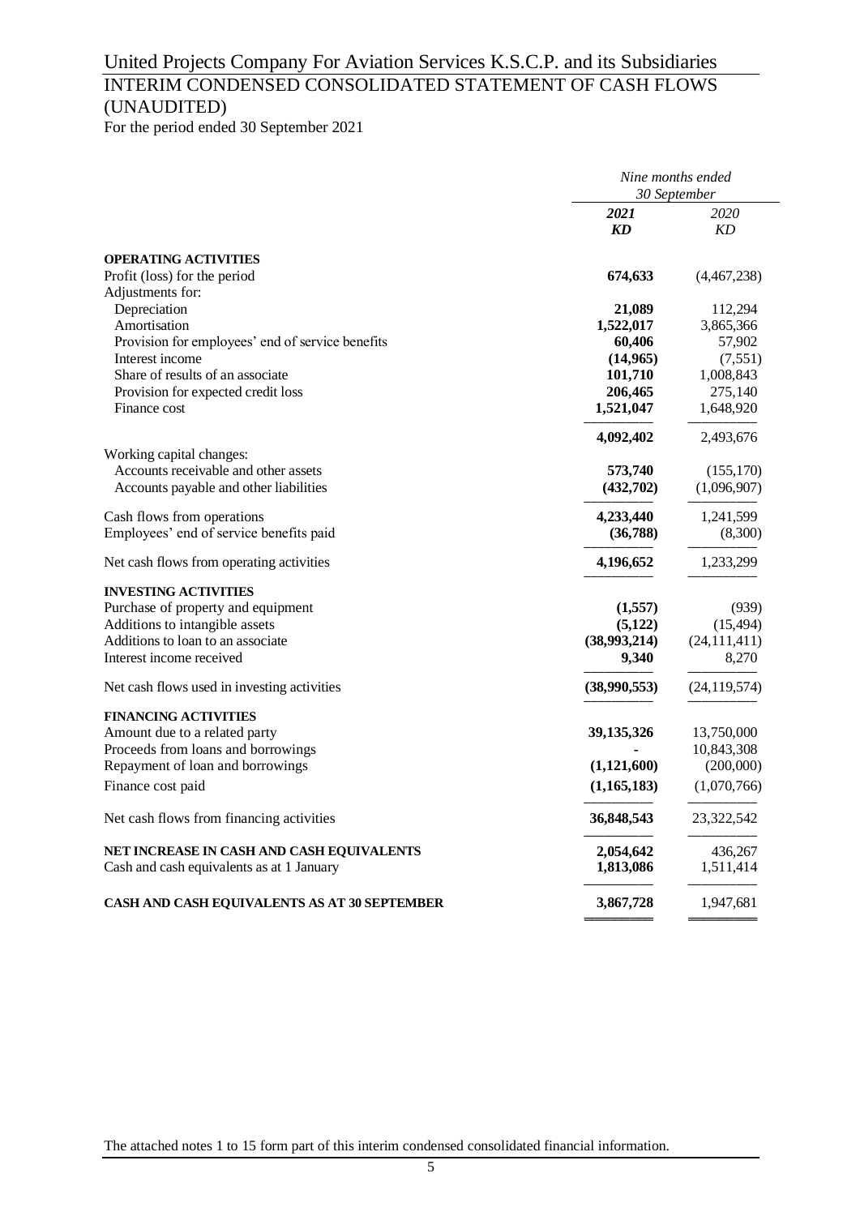# United Projects Company For Aviation Services K.S.C.P. and its Subsidiaries

## INTERIM CONDENSED CONSOLIDATED STATEMENT OF CASH FLOWS (UNAUDITED)

For the period ended 30 September 2021

| | *Nine months ended 30 September* | |
|---|---|---|
| | ***2021*** | *2020* |
| | ***KD*** | *KD* |
| **OPERATING ACTIVITIES** | | |
| Profit (loss) for the period | **674,633** | (4,467,238) |
| Adjustments for: | | |
| Depreciation | **21,089** | 112,294 |
| Amortisation | **1,522,017** | 3,865,366 |
| Provision for employees' end of service benefits | **60,406** | 57,902 |
| Interest income | **(14,965)** | (7,551) |
| Share of results of an associate | **101,710** | 1,008,843 |
| Provision for expected credit loss | **206,465** | 275,140 |
| Finance cost | **1,521,047** | 1,648,920 |
| | **4,092,402** | 2,493,676 |
| Working capital changes: | | |
| Accounts receivable and other assets | **573,740** | (155,170) |
| Accounts payable and other liabilities | **(432,702)** | (1,096,907) |
| Cash flows from operations | **4,233,440** | 1,241,599 |
| Employees' end of service benefits paid | **(36,788)** | (8,300) |
| Net cash flows from operating activities | **4,196,652** | 1,233,299 |
| **INVESTING ACTIVITIES** | | |
| Purchase of property and equipment | **(1,557)** | (939) |
| Additions to intangible assets | **(5,122)** | (15,494) |
| Additions to loan to an associate | **(38,993,214)** | (24,111,411) |
| Interest income received | **9,340** | 8,270 |
| Net cash flows used in investing activities | **(38,990,553)** | (24,119,574) |
| **FINANCING ACTIVITIES** | | |
| Amount due to a related party | **39,135,326** | 13,750,000 |
| Proceeds from loans and borrowings | **-** | 10,843,308 |
| Repayment of loan and borrowings | **(1,121,600)** | (200,000) |
| Finance cost paid | **(1,165,183)** | (1,070,766) |
| Net cash flows from financing activities | **36,848,543** | 23,322,542 |
| **NET INCREASE IN CASH AND CASH EQUIVALENTS** | **2,054,642** | 436,267 |
| Cash and cash equivalents as at 1 January | **1,813,086** | 1,511,414 |
| **CASH AND CASH EQUIVALENTS AS AT 30 SEPTEMBER** | **3,867,728** | 1,947,681 |

The attached notes 1 to 15 form part of this interim condensed consolidated financial information.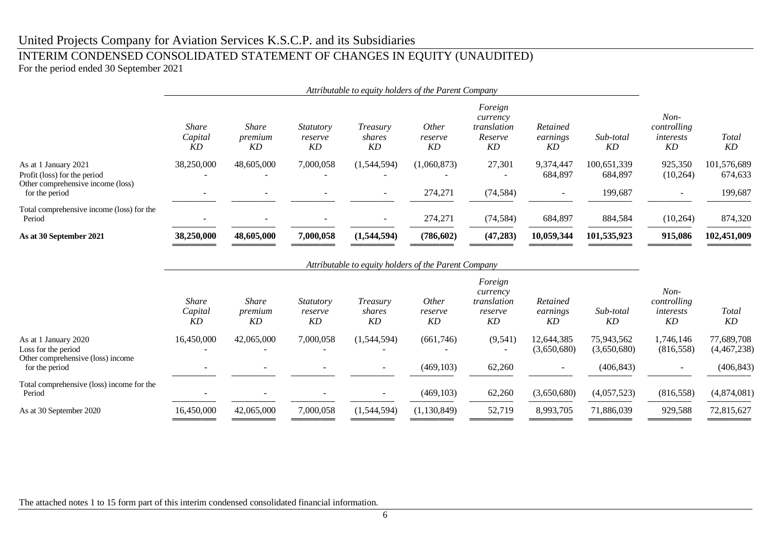# United Projects Company for Aviation Services K.S.C.P. and its Subsidiaries

## INTERIM CONDENSED CONSOLIDATED STATEMENT OF CHANGES IN EQUITY (UNAUDITED)

For the period ended 30 September 2021

| | *Attributable to equity holders of the Parent Company* | | | | | | | | | |
|---|---|---|---|---|---|---|---|---|---|---|
| | *Share Capital KD* | *Share premium KD* | *Statutory reserve KD* | *Treasury shares KD* | *Other reserve KD* | *Foreign currency translation Reserve KD* | *Retained earnings KD* | *Sub-total KD* | *Non-controlling interests KD* | *Total KD* |
| As at 1 January 2021 | 38,250,000 | 48,605,000 | 7,000,058 | (1,544,594) | (1,060,873) | 27,301 | 9,374,447 | 100,651,339 | 925,350 | 101,576,689 |
| Profit (loss) for the period | - | - | - | - | - | - | 684,897 | 684,897 | (10,264) | 674,633 |
| Other comprehensive income (loss) for the period | - | - | - | - | 274,271 | (74,584) | - | 199,687 | - | 199,687 |
| Total comprehensive income (loss) for the Period | - | - | - | - | 274,271 | (74,584) | 684,897 | 884,584 | (10,264) | 874,320 |
| **As at 30 September 2021** | **38,250,000** | **48,605,000** | **7,000,058** | **(1,544,594)** | **(786,602)** | **(47,283)** | **10,059,344** | **101,535,923** | **915,086** | **102,451,009** |

| | *Attributable to equity holders of the Parent Company* | | | | | | | | | |
|---|---|---|---|---|---|---|---|---|---|---|
| | *Share Capital KD* | *Share premium KD* | *Statutory reserve KD* | *Treasury shares KD* | *Other reserve KD* | *Foreign currency translation reserve KD* | *Retained earnings KD* | *Sub-total KD* | *Non-controlling interests KD* | *Total KD* |
| As at 1 January 2020 | 16,450,000 | 42,065,000 | 7,000,058 | (1,544,594) | (661,746) | (9,541) | 12,644,385 | 75,943,562 | 1,746,146 | 77,689,708 |
| Loss for the period | - | - | - | - | - | - | (3,650,680) | (3,650,680) | (816,558) | (4,467,238) |
| Other comprehensive (loss) income for the period | - | - | - | - | (469,103) | 62,260 | - | (406,843) | - | (406,843) |
| Total comprehensive (loss) income for the Period | - | - | - | - | (469,103) | 62,260 | (3,650,680) | (4,057,523) | (816,558) | (4,874,081) |
| As at 30 September 2020 | 16,450,000 | 42,065,000 | 7,000,058 | (1,544,594) | (1,130,849) | 52,719 | 8,993,705 | 71,886,039 | 929,588 | 72,815,627 |

The attached notes 1 to 15 form part of this interim condensed consolidated financial information.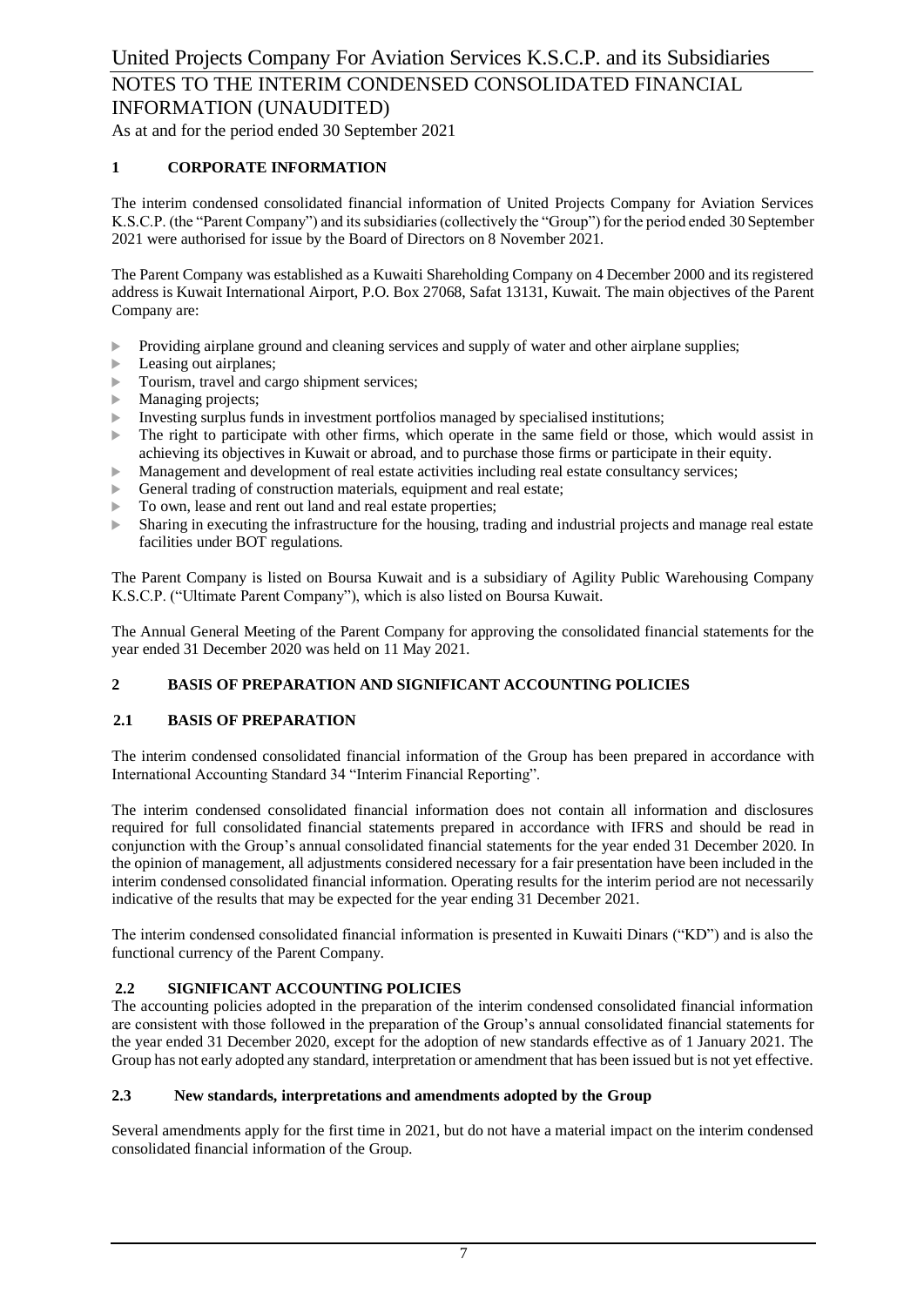## 1 CORPORATE INFORMATION

The interim condensed consolidated financial information of United Projects Company for Aviation Services K.S.C.P. (the "Parent Company") and its subsidiaries (collectively the "Group") for the period ended 30 September 2021 were authorised for issue by the Board of Directors on 8 November 2021.

The Parent Company was established as a Kuwaiti Shareholding Company on 4 December 2000 and its registered address is Kuwait International Airport, P.O. Box 27068, Safat 13131, Kuwait. The main objectives of the Parent Company are:

- Providing airplane ground and cleaning services and supply of water and other airplane supplies;
- Leasing out airplanes;
- Tourism, travel and cargo shipment services;
- Managing projects;
- Investing surplus funds in investment portfolios managed by specialised institutions;
- The right to participate with other firms, which operate in the same field or those, which would assist in achieving its objectives in Kuwait or abroad, and to purchase those firms or participate in their equity.
- Management and development of real estate activities including real estate consultancy services;
- General trading of construction materials, equipment and real estate;
- To own, lease and rent out land and real estate properties;
- Sharing in executing the infrastructure for the housing, trading and industrial projects and manage real estate facilities under BOT regulations.

The Parent Company is listed on Boursa Kuwait and is a subsidiary of Agility Public Warehousing Company K.S.C.P. ("Ultimate Parent Company"), which is also listed on Boursa Kuwait.

The Annual General Meeting of the Parent Company for approving the consolidated financial statements for the year ended 31 December 2020 was held on 11 May 2021.

## 2 BASIS OF PREPARATION AND SIGNIFICANT ACCOUNTING POLICIES

### 2.1 BASIS OF PREPARATION

The interim condensed consolidated financial information of the Group has been prepared in accordance with International Accounting Standard 34 "Interim Financial Reporting".

The interim condensed consolidated financial information does not contain all information and disclosures required for full consolidated financial statements prepared in accordance with IFRS and should be read in conjunction with the Group's annual consolidated financial statements for the year ended 31 December 2020. In the opinion of management, all adjustments considered necessary for a fair presentation have been included in the interim condensed consolidated financial information. Operating results for the interim period are not necessarily indicative of the results that may be expected for the year ending 31 December 2021.

The interim condensed consolidated financial information is presented in Kuwaiti Dinars ("KD") and is also the functional currency of the Parent Company.

### 2.2 SIGNIFICANT ACCOUNTING POLICIES

The accounting policies adopted in the preparation of the interim condensed consolidated financial information are consistent with those followed in the preparation of the Group's annual consolidated financial statements for the year ended 31 December 2020, except for the adoption of new standards effective as of 1 January 2021. The Group has not early adopted any standard, interpretation or amendment that has been issued but is not yet effective.

### 2.3 New standards, interpretations and amendments adopted by the Group

Several amendments apply for the first time in 2021, but do not have a material impact on the interim condensed consolidated financial information of the Group.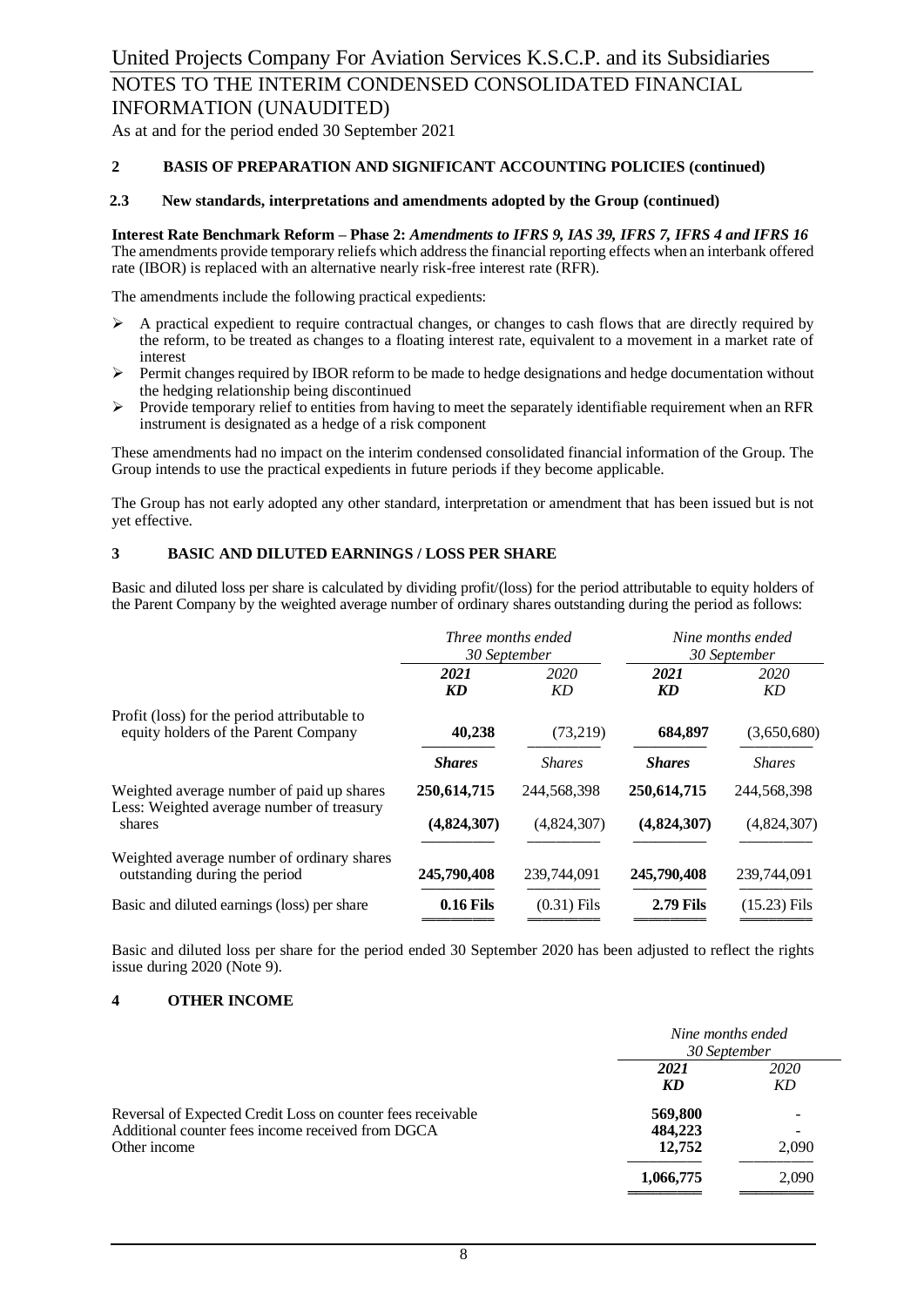## 2 BASIS OF PREPARATION AND SIGNIFICANT ACCOUNTING POLICIES (continued)

### 2.3 New standards, interpretations and amendments adopted by the Group (continued)

**Interest Rate Benchmark Reform – Phase 2: *Amendments to IFRS 9, IAS 39, IFRS 7, IFRS 4 and IFRS 16***
The amendments provide temporary reliefs which address the financial reporting effects when an interbank offered rate (IBOR) is replaced with an alternative nearly risk-free interest rate (RFR).

The amendments include the following practical expedients:

- A practical expedient to require contractual changes, or changes to cash flows that are directly required by the reform, to be treated as changes to a floating interest rate, equivalent to a movement in a market rate of interest
- Permit changes required by IBOR reform to be made to hedge designations and hedge documentation without the hedging relationship being discontinued
- Provide temporary relief to entities from having to meet the separately identifiable requirement when an RFR instrument is designated as a hedge of a risk component

These amendments had no impact on the interim condensed consolidated financial information of the Group. The Group intends to use the practical expedients in future periods if they become applicable.

The Group has not early adopted any other standard, interpretation or amendment that has been issued but is not yet effective.

## 3 BASIC AND DILUTED EARNINGS / LOSS PER SHARE

Basic and diluted loss per share is calculated by dividing profit/(loss) for the period attributable to equity holders of the Parent Company by the weighted average number of ordinary shares outstanding during the period as follows:

| | *Three months ended 30 September* | | *Nine months ended 30 September* | |
|---|---|---|---|---|
| | ***2021*** | *2020* | ***2021*** | *2020* |
| | ***KD*** | *KD* | ***KD*** | *KD* |
| Profit (loss) for the period attributable to equity holders of the Parent Company | **40,238** | (73,219) | **684,897** | (3,650,680) |
| | ***Shares*** | *Shares* | ***Shares*** | *Shares* |
| Weighted average number of paid up shares | **250,614,715** | 244,568,398 | **250,614,715** | 244,568,398 |
| Less: Weighted average number of treasury shares | **(4,824,307)** | (4,824,307) | **(4,824,307)** | (4,824,307) |
| Weighted average number of ordinary shares outstanding during the period | **245,790,408** | 239,744,091 | **245,790,408** | 239,744,091 |
| Basic and diluted earnings (loss) per share | **0.16 Fils** | (0.31) Fils | **2.79 Fils** | (15.23) Fils |

Basic and diluted loss per share for the period ended 30 September 2020 has been adjusted to reflect the rights issue during 2020 (Note 9).

## 4 OTHER INCOME

| | *Nine months ended 30 September* | |
|---|---|---|
| | ***2021*** | *2020* |
| | ***KD*** | *KD* |
| Reversal of Expected Credit Loss on counter fees receivable | **569,800** | - |
| Additional counter fees income received from DGCA | **484,223** | - |
| Other income | **12,752** | 2,090 |
| | **1,066,775** | 2,090 |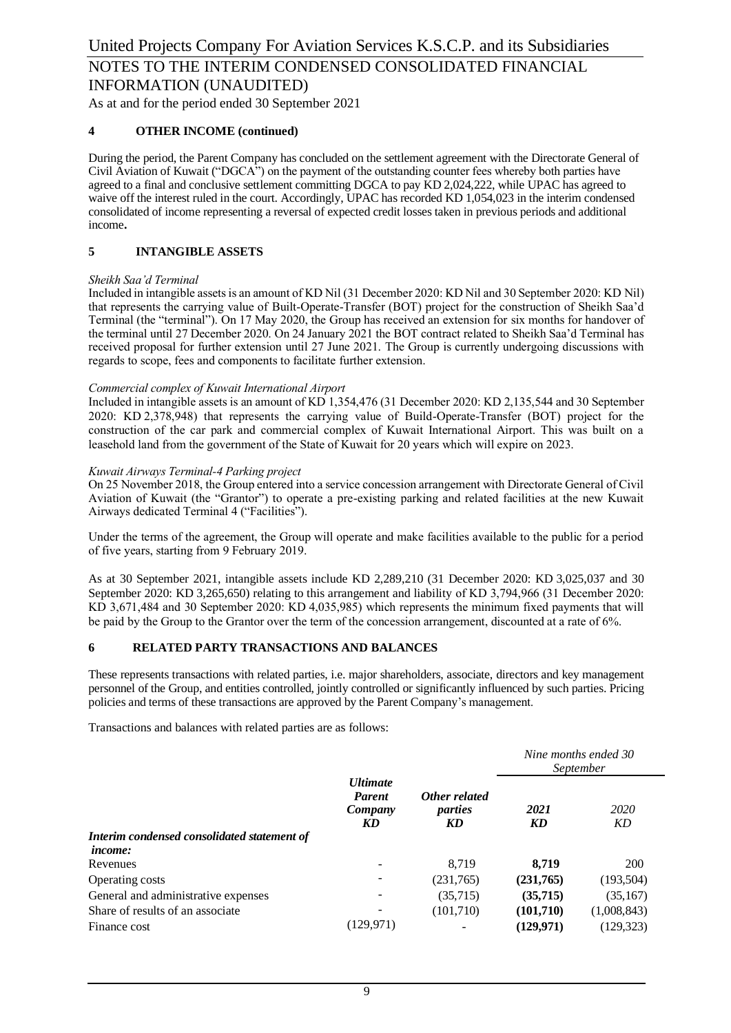## 4 OTHER INCOME (continued)

During the period, the Parent Company has concluded on the settlement agreement with the Directorate General of Civil Aviation of Kuwait ("DGCA") on the payment of the outstanding counter fees whereby both parties have agreed to a final and conclusive settlement committing DGCA to pay KD 2,024,222, while UPAC has agreed to waive off the interest ruled in the court. Accordingly, UPAC has recorded KD 1,054,023 in the interim condensed consolidated of income representing a reversal of expected credit losses taken in previous periods and additional income**.**

## 5 INTANGIBLE ASSETS

*Sheikh Saa'd Terminal*

Included in intangible assets is an amount of KD Nil (31 December 2020: KD Nil and 30 September 2020: KD Nil) that represents the carrying value of Built-Operate-Transfer (BOT) project for the construction of Sheikh Saa'd Terminal (the "terminal"). On 17 May 2020, the Group has received an extension for six months for handover of the terminal until 27 December 2020. On 24 January 2021 the BOT contract related to Sheikh Saa'd Terminal has received proposal for further extension until 27 June 2021. The Group is currently undergoing discussions with regards to scope, fees and components to facilitate further extension.

*Commercial complex of Kuwait International Airport*

Included in intangible assets is an amount of KD 1,354,476 (31 December 2020: KD 2,135,544 and 30 September 2020: KD 2,378,948) that represents the carrying value of Build-Operate-Transfer (BOT) project for the construction of the car park and commercial complex of Kuwait International Airport. This was built on a leasehold land from the government of the State of Kuwait for 20 years which will expire on 2023.

*Kuwait Airways Terminal-4 Parking project*

On 25 November 2018, the Group entered into a service concession arrangement with Directorate General of Civil Aviation of Kuwait (the "Grantor") to operate a pre-existing parking and related facilities at the new Kuwait Airways dedicated Terminal 4 ("Facilities").

Under the terms of the agreement, the Group will operate and make facilities available to the public for a period of five years, starting from 9 February 2019.

As at 30 September 2021, intangible assets include KD 2,289,210 (31 December 2020: KD 3,025,037 and 30 September 2020: KD 3,265,650) relating to this arrangement and liability of KD 3,794,966 (31 December 2020: KD 3,671,484 and 30 September 2020: KD 4,035,985) which represents the minimum fixed payments that will be paid by the Group to the Grantor over the term of the concession arrangement, discounted at a rate of 6%.

## 6 RELATED PARTY TRANSACTIONS AND BALANCES

These represents transactions with related parties, i.e. major shareholders, associate, directors and key management personnel of the Group, and entities controlled, jointly controlled or significantly influenced by such parties. Pricing policies and terms of these transactions are approved by the Parent Company's management.

Transactions and balances with related parties are as follows:

| | | | *Nine months ended 30 September* | |
|---|---|---|---|---|
| | ***Ultimate Parent Company KD*** | ***Other related parties KD*** | ***2021 KD*** | *2020 KD* |
| ***Interim condensed consolidated statement of income:*** | | | | |
| Revenues | - | 8,719 | **8,719** | 200 |
| Operating costs | - | (231,765) | **(231,765)** | (193,504) |
| General and administrative expenses | - | (35,715) | **(35,715)** | (35,167) |
| Share of results of an associate | - | (101,710) | **(101,710)** | (1,008,843) |
| Finance cost | (129,971) | - | **(129,971)** | (129,323) |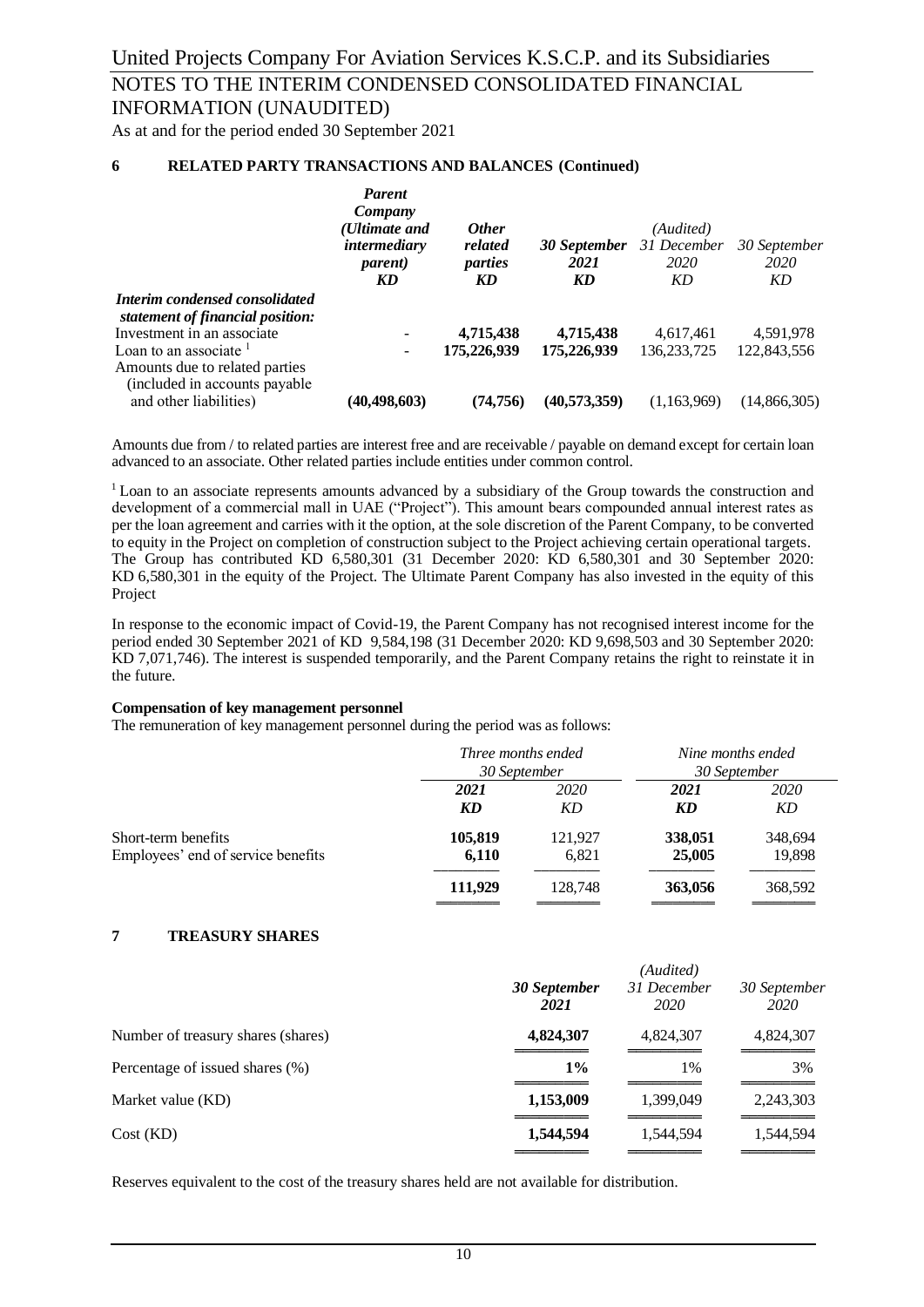## 6 RELATED PARTY TRANSACTIONS AND BALANCES (Continued)

| | *Parent Company (Ultimate and intermediary parent)* | *Other related parties* | *30 September 2021* | *(Audited) 31 December 2020* | *30 September 2020* |
|---|---|---|---|---|---|
| | *KD* | *KD* | *KD* | *KD* | *KD* |
| ***Interim condensed consolidated statement of financial position:*** | | | | | |
| Investment in an associate | - | **4,715,438** | **4,715,438** | 4,617,461 | 4,591,978 |
| Loan to an associate [1] | - | **175,226,939** | **175,226,939** | 136,233,725 | 122,843,556 |
| Amounts due to related parties (included in accounts payable and other liabilities) | **(40,498,603)** | **(74,756)** | **(40,573,359)** | (1,163,969) | (14,866,305) |

Amounts due from / to related parties are interest free and are receivable / payable on demand except for certain loan advanced to an associate. Other related parties include entities under common control.

[1] Loan to an associate represents amounts advanced by a subsidiary of the Group towards the construction and development of a commercial mall in UAE ("Project"). This amount bears compounded annual interest rates as per the loan agreement and carries with it the option, at the sole discretion of the Parent Company, to be converted to equity in the Project on completion of construction subject to the Project achieving certain operational targets. The Group has contributed KD 6,580,301 (31 December 2020: KD 6,580,301 and 30 September 2020: KD 6,580,301 in the equity of the Project. The Ultimate Parent Company has also invested in the equity of this Project

In response to the economic impact of Covid-19, the Parent Company has not recognised interest income for the period ended 30 September 2021 of KD 9,584,198 (31 December 2020: KD 9,698,503 and 30 September 2020: KD 7,071,746). The interest is suspended temporarily, and the Parent Company retains the right to reinstate it in the future.

**Compensation of key management personnel**

The remuneration of key management personnel during the period was as follows:

| | *Three months ended 30 September* | | *Nine months ended 30 September* | |
|---|---|---|---|---|
| | ***2021*** | *2020* | ***2021*** | *2020* |
| | ***KD*** | *KD* | ***KD*** | *KD* |
| Short-term benefits | **105,819** | 121,927 | **338,051** | 348,694 |
| Employees' end of service benefits | **6,110** | 6,821 | **25,005** | 19,898 |
| | **111,929** | 128,748 | **363,056** | 368,592 |

## 7 TREASURY SHARES

| | *30 September 2021* | *(Audited) 31 December 2020* | *30 September 2020* |
|---|---|---|---|
| Number of treasury shares (shares) | **4,824,307** | 4,824,307 | 4,824,307 |
| Percentage of issued shares (%) | **1%** | 1% | 3% |
| Market value (KD) | **1,153,009** | 1,399,049 | 2,243,303 |
| Cost (KD) | **1,544,594** | 1,544,594 | 1,544,594 |

Reserves equivalent to the cost of the treasury shares held are not available for distribution.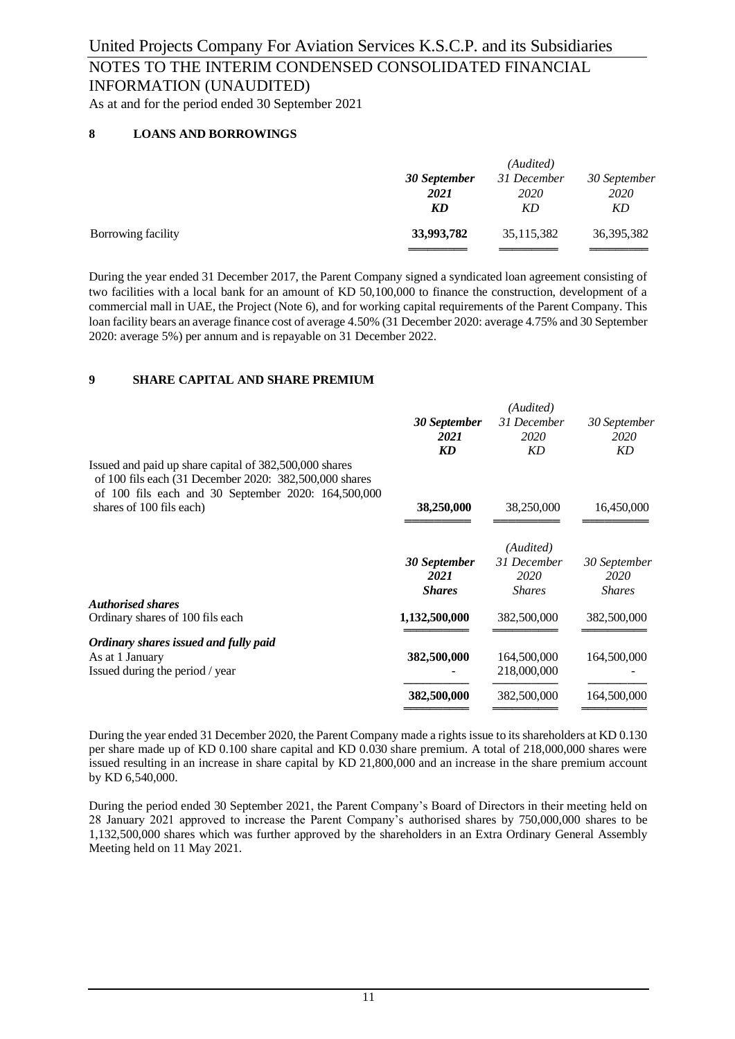## 8 LOANS AND BORROWINGS

| | 30 September 2021 KD | (Audited) 31 December 2020 KD | 30 September 2020 KD |
|---|---|---|---|
| Borrowing facility | **33,993,782** | 35,115,382 | 36,395,382 |

During the year ended 31 December 2017, the Parent Company signed a syndicated loan agreement consisting of two facilities with a local bank for an amount of KD 50,100,000 to finance the construction, development of a commercial mall in UAE, the Project (Note 6), and for working capital requirements of the Parent Company. This loan facility bears an average finance cost of average 4.50% (31 December 2020: average 4.75% and 30 September 2020: average 5%) per annum and is repayable on 31 December 2022.

## 9 SHARE CAPITAL AND SHARE PREMIUM

| | 30 September 2021 KD | (Audited) 31 December 2020 KD | 30 September 2020 KD |
|---|---|---|---|
| Issued and paid up share capital of 382,500,000 shares of 100 fils each (31 December 2020: 382,500,000 shares of 100 fils each and 30 September 2020: 164,500,000 shares of 100 fils each) | **38,250,000** | 38,250,000 | 16,450,000 |

| | 30 September 2021 Shares | (Audited) 31 December 2020 Shares | 30 September 2020 Shares |
|---|---|---|---|
| ***Authorised shares*** | | | |
| Ordinary shares of 100 fils each | **1,132,500,000** | 382,500,000 | 382,500,000 |
| ***Ordinary shares issued and fully paid*** | | | |
| As at 1 January | **382,500,000** | 164,500,000 | 164,500,000 |
| Issued during the period / year | - | 218,000,000 | - |
| | **382,500,000** | 382,500,000 | 164,500,000 |

During the year ended 31 December 2020, the Parent Company made a rights issue to its shareholders at KD 0.130 per share made up of KD 0.100 share capital and KD 0.030 share premium. A total of 218,000,000 shares were issued resulting in an increase in share capital by KD 21,800,000 and an increase in the share premium account by KD 6,540,000.

During the period ended 30 September 2021, the Parent Company's Board of Directors in their meeting held on 28 January 2021 approved to increase the Parent Company's authorised shares by 750,000,000 shares to be 1,132,500,000 shares which was further approved by the shareholders in an Extra Ordinary General Assembly Meeting held on 11 May 2021.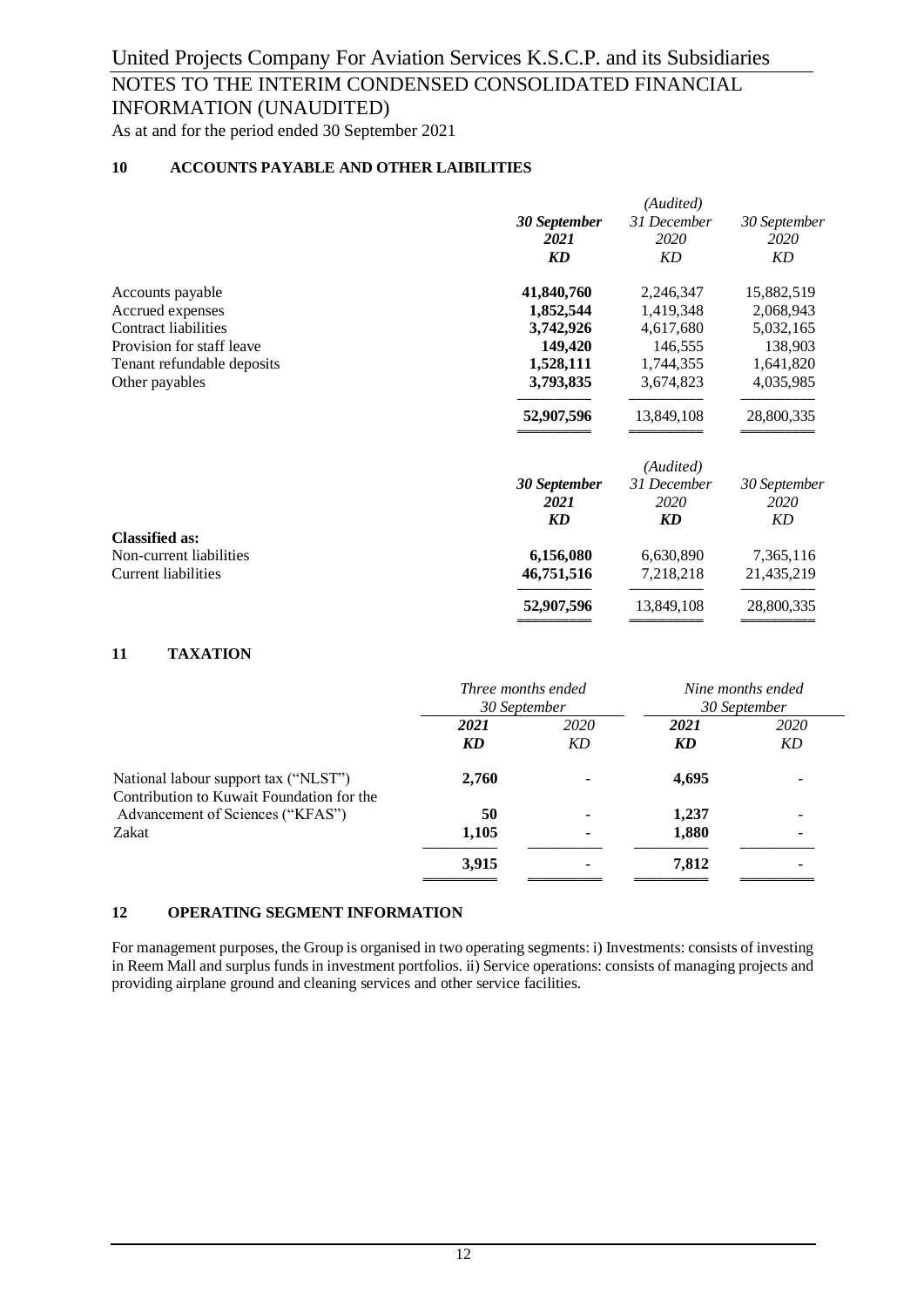United Projects Company For Aviation Services K.S.C.P. and its Subsidiaries

NOTES TO THE INTERIM CONDENSED CONSOLIDATED FINANCIAL INFORMATION (UNAUDITED)

As at and for the period ended 30 September 2021

## 10 ACCOUNTS PAYABLE AND OTHER LAIBILITIES

| | ***30 September 2021 KD*** | *(Audited) 31 December 2020 KD* | *30 September 2020 KD* |
|---|---|---|---|
| Accounts payable | **41,840,760** | 2,246,347 | 15,882,519 |
| Accrued expenses | **1,852,544** | 1,419,348 | 2,068,943 |
| Contract liabilities | **3,742,926** | 4,617,680 | 5,032,165 |
| Provision for staff leave | **149,420** | 146,555 | 138,903 |
| Tenant refundable deposits | **1,528,111** | 1,744,355 | 1,641,820 |
| Other payables | **3,793,835** | 3,674,823 | 4,035,985 |
| | **52,907,596** | 13,849,108 | 28,800,335 |

| | ***30 September 2021 KD*** | *(Audited) 31 December 2020 **KD*** | *30 September 2020 KD* |
|---|---|---|---|
| **Classified as:** | | | |
| Non-current liabilities | **6,156,080** | 6,630,890 | 7,365,116 |
| Current liabilities | **46,751,516** | 7,218,218 | 21,435,219 |
| | **52,907,596** | 13,849,108 | 28,800,335 |

## 11 TAXATION

| | *Three months ended 30 September* | | *Nine months ended 30 September* | |
|---|---|---|---|---|
| | ***2021 KD*** | *2020 KD* | ***2021 KD*** | *2020 KD* |
| National labour support tax ("NLST") | **2,760** | - | **4,695** | - |
| Contribution to Kuwait Foundation for the Advancement of Sciences ("KFAS") | **50** | - | **1,237** | - |
| Zakat | **1,105** | - | **1,880** | - |
| | **3,915** | - | **7,812** | - |

## 12 OPERATING SEGMENT INFORMATION

For management purposes, the Group is organised in two operating segments: i) Investments: consists of investing in Reem Mall and surplus funds in investment portfolios. ii) Service operations: consists of managing projects and providing airplane ground and cleaning services and other service facilities.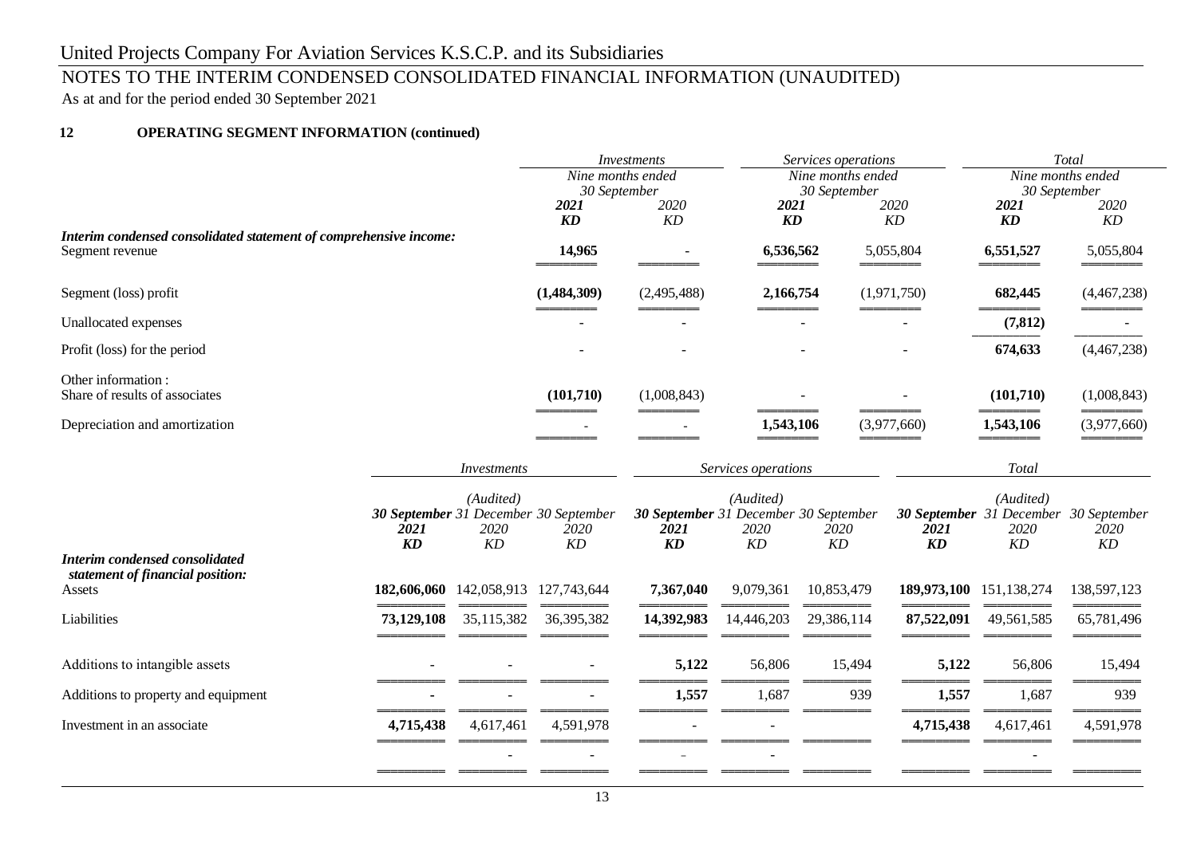United Projects Company For Aviation Services K.S.C.P. and its Subsidiaries

NOTES TO THE INTERIM CONDENSED CONSOLIDATED FINANCIAL INFORMATION (UNAUDITED)

As at and for the period ended 30 September 2021

## 12 OPERATING SEGMENT INFORMATION (continued)

| | *Investments* | | *Services operations* | | *Total* | |
|---|---|---|---|---|---|---|
| | *Nine months ended 30 September* | | *Nine months ended 30 September* | | *Nine months ended 30 September* | |
| | ***2021*** | *2020* | ***2021*** | *2020* | ***2021*** | *2020* |
| | ***KD*** | *KD* | ***KD*** | *KD* | ***KD*** | *KD* |
| ***Interim condensed consolidated statement of comprehensive income:*** | | | | | | |
| Segment revenue | **14,965** | - | **6,536,562** | 5,055,804 | **6,551,527** | 5,055,804 |
| Segment (loss) profit | **(1,484,309)** | (2,495,488) | **2,166,754** | (1,971,750) | **682,445** | (4,467,238) |
| Unallocated expenses | - | - | - | - | **(7,812)** | - |
| Profit (loss) for the period | - | - | - | - | **674,633** | (4,467,238) |
| Other information : | | | | | | |
| Share of results of associates | **(101,710)** | (1,008,843) | - | - | **(101,710)** | (1,008,843) |
| Depreciation and amortization | - | - | **1,543,106** | (3,977,660) | **1,543,106** | (3,977,660) |

| | *Investments* | | | *Services operations* | | | *Total* | | |
|---|---|---|---|---|---|---|---|---|---|
| | | *(Audited)* | | | *(Audited)* | | | *(Audited)* | |
| | ***30 September 2021*** | *31 December 2020* | *30 September 2020* | ***30 September 2021*** | *31 December 2020* | *30 September 2020* | ***30 September 2021*** | *31 December 2020* | *30 September 2020* |
| | ***KD*** | *KD* | *KD* | ***KD*** | *KD* | *KD* | ***KD*** | *KD* | *KD* |
| ***Interim condensed consolidated statement of financial position:*** | | | | | | | | | |
| Assets | **182,606,060** | 142,058,913 | 127,743,644 | **7,367,040** | 9,079,361 | 10,853,479 | **189,973,100** | 151,138,274 | 138,597,123 |
| Liabilities | **73,129,108** | 35,115,382 | 36,395,382 | **14,392,983** | 14,446,203 | 29,386,114 | **87,522,091** | 49,561,585 | 65,781,496 |
| Additions to intangible assets | - | - | - | **5,122** | 56,806 | 15,494 | **5,122** | 56,806 | 15,494 |
| Additions to property and equipment | **-** | - | - | **1,557** | 1,687 | 939 | **1,557** | 1,687 | 939 |
| Investment in an associate | **4,715,438** | 4,617,461 | 4,591,978 | - | - | | **4,715,438** | 4,617,461 | 4,591,978 |
| | | - | - | - | - | | | - | |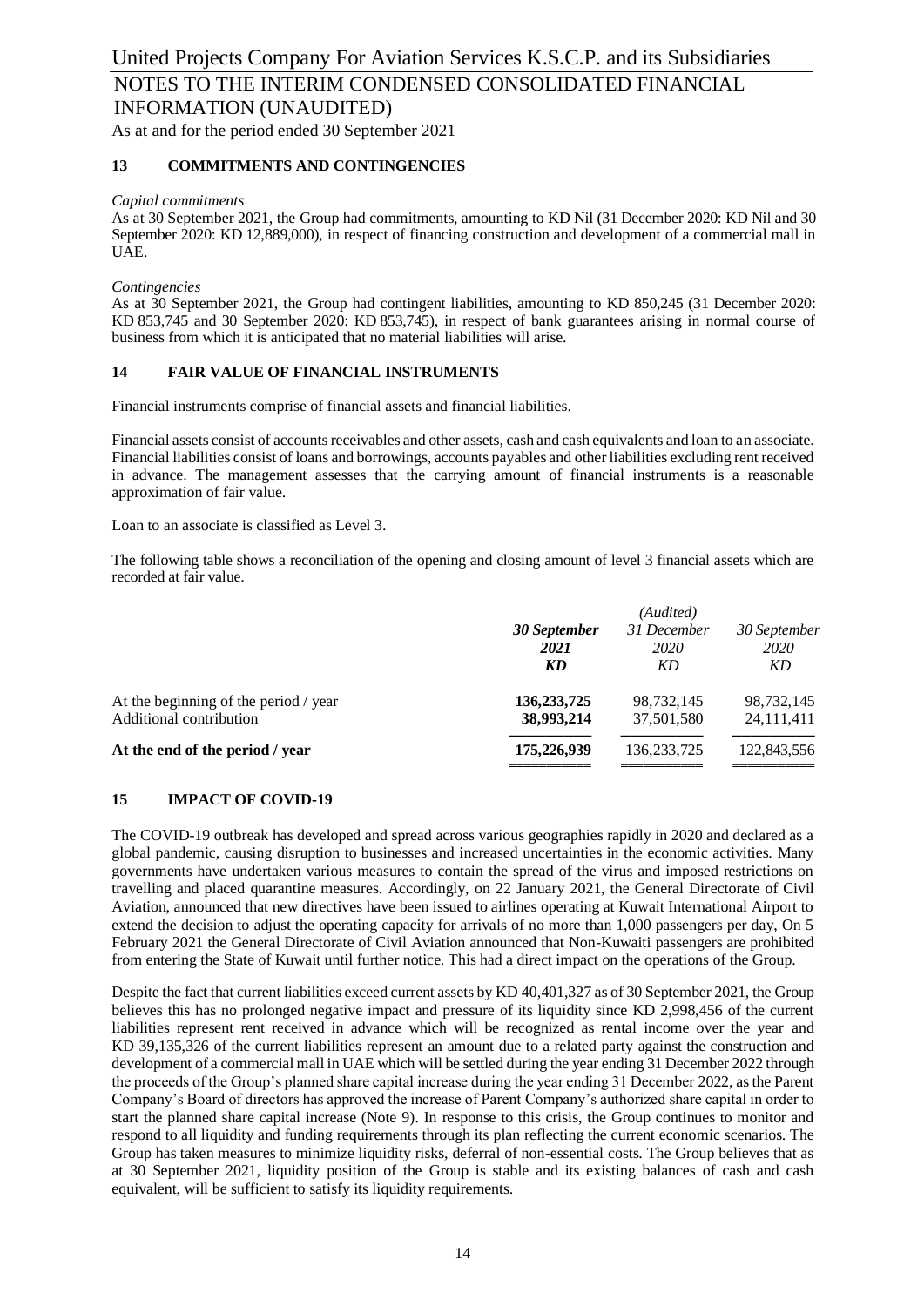## 13 COMMITMENTS AND CONTINGENCIES

*Capital commitments*

As at 30 September 2021, the Group had commitments, amounting to KD Nil (31 December 2020: KD Nil and 30 September 2020: KD 12,889,000), in respect of financing construction and development of a commercial mall in UAE.

*Contingencies*

As at 30 September 2021, the Group had contingent liabilities, amounting to KD 850,245 (31 December 2020: KD 853,745 and 30 September 2020: KD 853,745), in respect of bank guarantees arising in normal course of business from which it is anticipated that no material liabilities will arise.

## 14 FAIR VALUE OF FINANCIAL INSTRUMENTS

Financial instruments comprise of financial assets and financial liabilities.

Financial assets consist of accounts receivables and other assets, cash and cash equivalents and loan to an associate. Financial liabilities consist of loans and borrowings, accounts payables and other liabilities excluding rent received in advance. The management assesses that the carrying amount of financial instruments is a reasonable approximation of fair value.

Loan to an associate is classified as Level 3.

The following table shows a reconciliation of the opening and closing amount of level 3 financial assets which are recorded at fair value.

| | ***30 September 2021*** ***KD*** | *(Audited)* *31 December 2020* *KD* | *30 September 2020* *KD* |
|---|---|---|---|
| At the beginning of the period / year | **136,233,725** | 98,732,145 | 98,732,145 |
| Additional contribution | **38,993,214** | 37,501,580 | 24,111,411 |
| **At the end of the period / year** | **175,226,939** | 136,233,725 | 122,843,556 |

## 15 IMPACT OF COVID-19

The COVID-19 outbreak has developed and spread across various geographies rapidly in 2020 and declared as a global pandemic, causing disruption to businesses and increased uncertainties in the economic activities. Many governments have undertaken various measures to contain the spread of the virus and imposed restrictions on travelling and placed quarantine measures. Accordingly, on 22 January 2021, the General Directorate of Civil Aviation, announced that new directives have been issued to airlines operating at Kuwait International Airport to extend the decision to adjust the operating capacity for arrivals of no more than 1,000 passengers per day, On 5 February 2021 the General Directorate of Civil Aviation announced that Non-Kuwaiti passengers are prohibited from entering the State of Kuwait until further notice. This had a direct impact on the operations of the Group.

Despite the fact that current liabilities exceed current assets by KD 40,401,327 as of 30 September 2021, the Group believes this has no prolonged negative impact and pressure of its liquidity since KD 2,998,456 of the current liabilities represent rent received in advance which will be recognized as rental income over the year and KD 39,135,326 of the current liabilities represent an amount due to a related party against the construction and development of a commercial mall in UAE which will be settled during the year ending 31 December 2022 through the proceeds of the Group's planned share capital increase during the year ending 31 December 2022, as the Parent Company's Board of directors has approved the increase of Parent Company's authorized share capital in order to start the planned share capital increase (Note 9). In response to this crisis, the Group continues to monitor and respond to all liquidity and funding requirements through its plan reflecting the current economic scenarios. The Group has taken measures to minimize liquidity risks, deferral of non-essential costs. The Group believes that as at 30 September 2021, liquidity position of the Group is stable and its existing balances of cash and cash equivalent, will be sufficient to satisfy its liquidity requirements.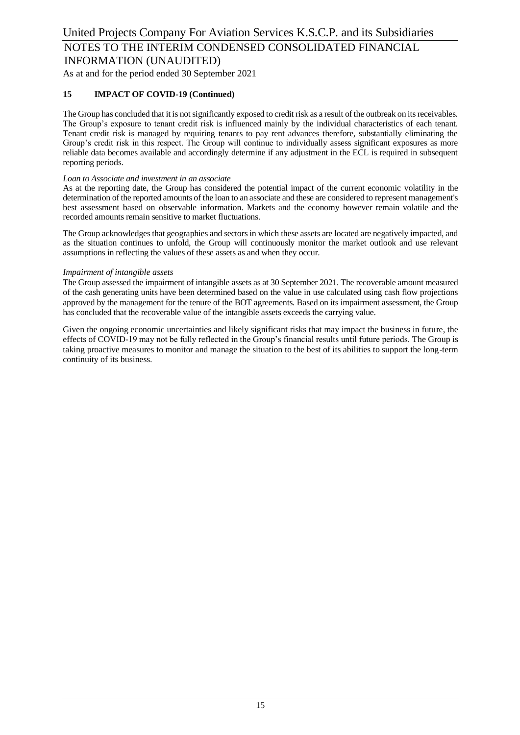## 15 IMPACT OF COVID-19 (Continued)

The Group has concluded that it is not significantly exposed to credit risk as a result of the outbreak on its receivables. The Group's exposure to tenant credit risk is influenced mainly by the individual characteristics of each tenant. Tenant credit risk is managed by requiring tenants to pay rent advances therefore, substantially eliminating the Group's credit risk in this respect. The Group will continue to individually assess significant exposures as more reliable data becomes available and accordingly determine if any adjustment in the ECL is required in subsequent reporting periods.

*Loan to Associate and investment in an associate*

As at the reporting date, the Group has considered the potential impact of the current economic volatility in the determination of the reported amounts of the loan to an associate and these are considered to represent management's best assessment based on observable information. Markets and the economy however remain volatile and the recorded amounts remain sensitive to market fluctuations.

The Group acknowledges that geographies and sectors in which these assets are located are negatively impacted, and as the situation continues to unfold, the Group will continuously monitor the market outlook and use relevant assumptions in reflecting the values of these assets as and when they occur.

*Impairment of intangible assets*

The Group assessed the impairment of intangible assets as at 30 September 2021. The recoverable amount measured of the cash generating units have been determined based on the value in use calculated using cash flow projections approved by the management for the tenure of the BOT agreements. Based on its impairment assessment, the Group has concluded that the recoverable value of the intangible assets exceeds the carrying value.

Given the ongoing economic uncertainties and likely significant risks that may impact the business in future, the effects of COVID-19 may not be fully reflected in the Group's financial results until future periods. The Group is taking proactive measures to monitor and manage the situation to the best of its abilities to support the long-term continuity of its business.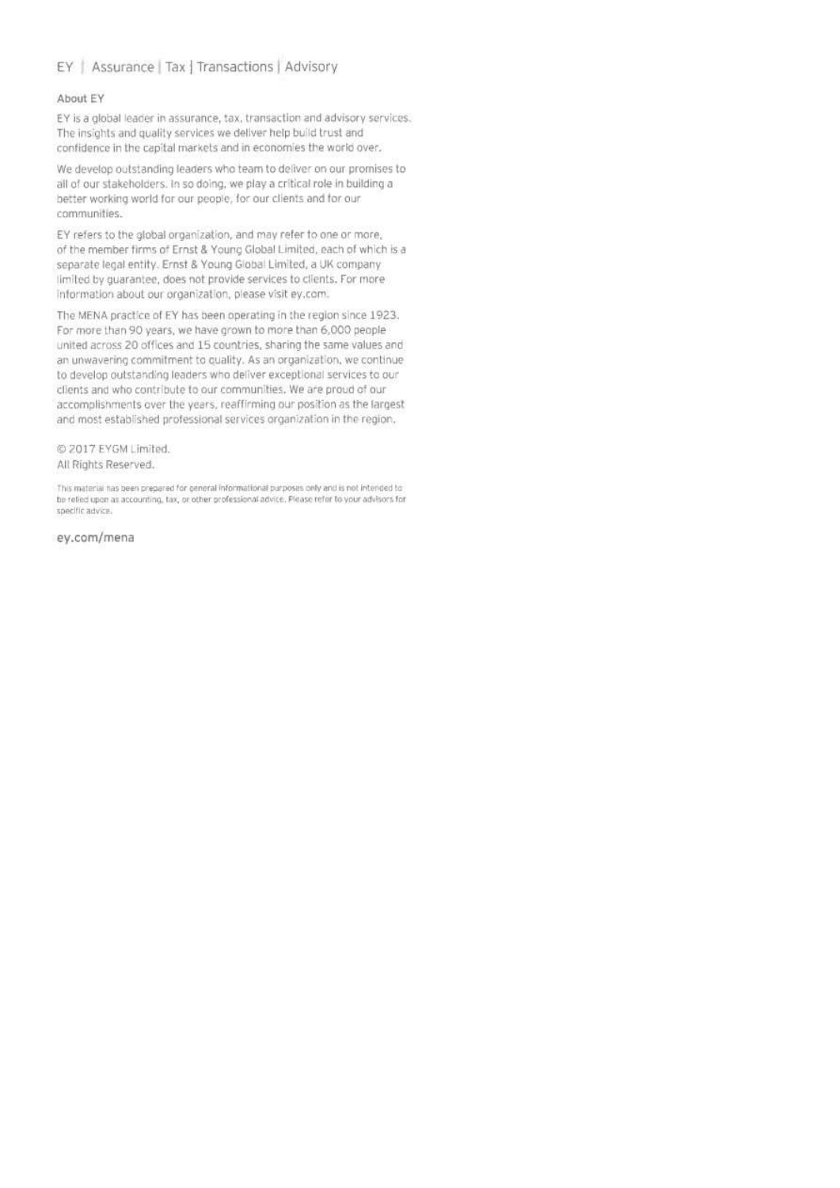EY | Assurance | Tax | Transactions | Advisory

## About EY

EY is a global leader in assurance, tax, transaction and advisory services. The insights and quality services we deliver help build trust and confidence in the capital markets and in economies the world over.

We develop outstanding leaders who team to deliver on our promises to all of our stakeholders. In so doing, we play a critical role in building a better working world for our people, for our clients and for our communities.

EY refers to the global organization, and may refer to one or more, of the member firms of Ernst & Young Global Limited, each of which is a separate legal entity. Ernst & Young Global Limited, a UK company limited by guarantee, does not provide services to clients. For more information about our organization, please visit ey.com.

The MENA practice of EY has been operating in the region since 1923. For more than 90 years, we have grown to more than 6,000 people united across 20 offices and 15 countries, sharing the same values and an unwavering commitment to quality. As an organization, we continue to develop outstanding leaders who deliver exceptional services to our clients and who contribute to our communities. We are proud of our accomplishments over the years, reaffirming our position as the largest and most established professional services organization in the region.

© 2017 EYGM Limited.
All Rights Reserved.

This material has been prepared for general informational purposes only and is not intended to be relied upon as accounting, tax, or other professional advice. Please refer to your advisors for specific advice.

ey.com/mena